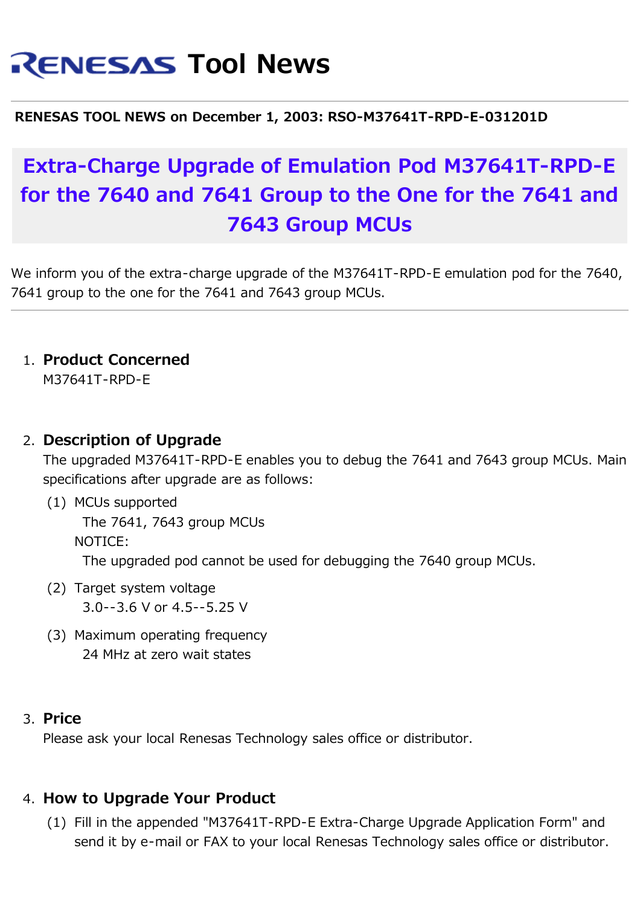# RENESAS Tool News

**RENESAS TOOL NEWS on December 1, 2003: RSO-M37641T-RPD-E-031201D**

## Extra-Charge Upgrade of Emulation Pod M37641T-RPD-E for the 7640 and 7641 Group to the One for the 7641 and 7643 Group MCUs

We inform you of the extra-charge upgrade of the M37641T-RPD-E emulation pod for the 7640, 7641 group to the one for the 7641 and 7643 group MCUs.

---

1. **Product Concerned**
   M37641T-RPD-E

2. **Description of Upgrade**
   The upgraded M37641T-RPD-E enables you to debug the 7641 and 7643 group MCUs. Main specifications after upgrade are as follows:
   (1) MCUs supported
       The 7641, 7643 group MCUs
       NOTICE:
       The upgraded pod cannot be used for debugging the 7640 group MCUs.
   (2) Target system voltage
       3.0--3.6 V or 4.5--5.25 V
   (3) Maximum operating frequency
       24 MHz at zero wait states

3. **Price**
   Please ask your local Renesas Technology sales office or distributor.

4. **How to Upgrade Your Product**
   (1) Fill in the appended "M37641T-RPD-E Extra-Charge Upgrade Application Form" and send it by e-mail or FAX to your local Renesas Technology sales office or distributor.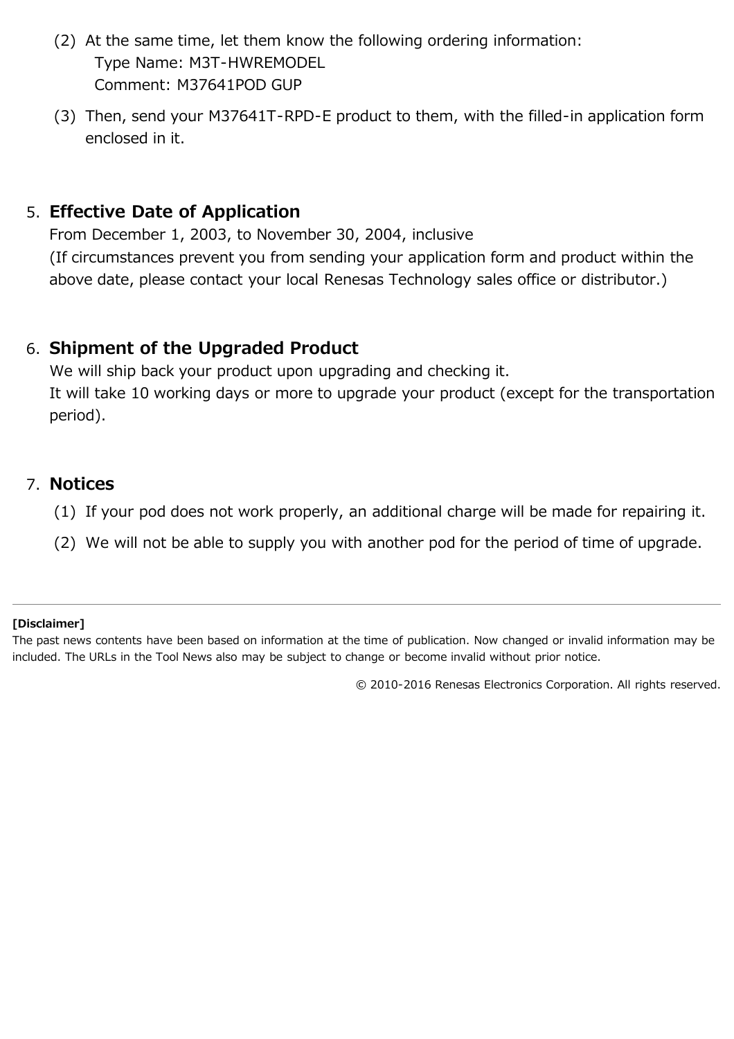(2) At the same time, let them know the following ordering information:
    Type Name: M3T-HWREMODEL
    Comment: M37641POD GUP

(3) Then, send your M37641T-RPD-E product to them, with the filled-in application form enclosed in it.

## 5. Effective Date of Application

From December 1, 2003, to November 30, 2004, inclusive
(If circumstances prevent you from sending your application form and product within the above date, please contact your local Renesas Technology sales office or distributor.)

## 6. Shipment of the Upgraded Product

We will ship back your product upon upgrading and checking it.
It will take 10 working days or more to upgrade your product (except for the transportation period).

## 7. Notices

(1) If your pod does not work properly, an additional charge will be made for repairing it.

(2) We will not be able to supply you with another pod for the period of time of upgrade.

---

**[Disclaimer]**
The past news contents have been based on information at the time of publication. Now changed or invalid information may be included. The URLs in the Tool News also may be subject to change or become invalid without prior notice.

© 2010-2016 Renesas Electronics Corporation. All rights reserved.